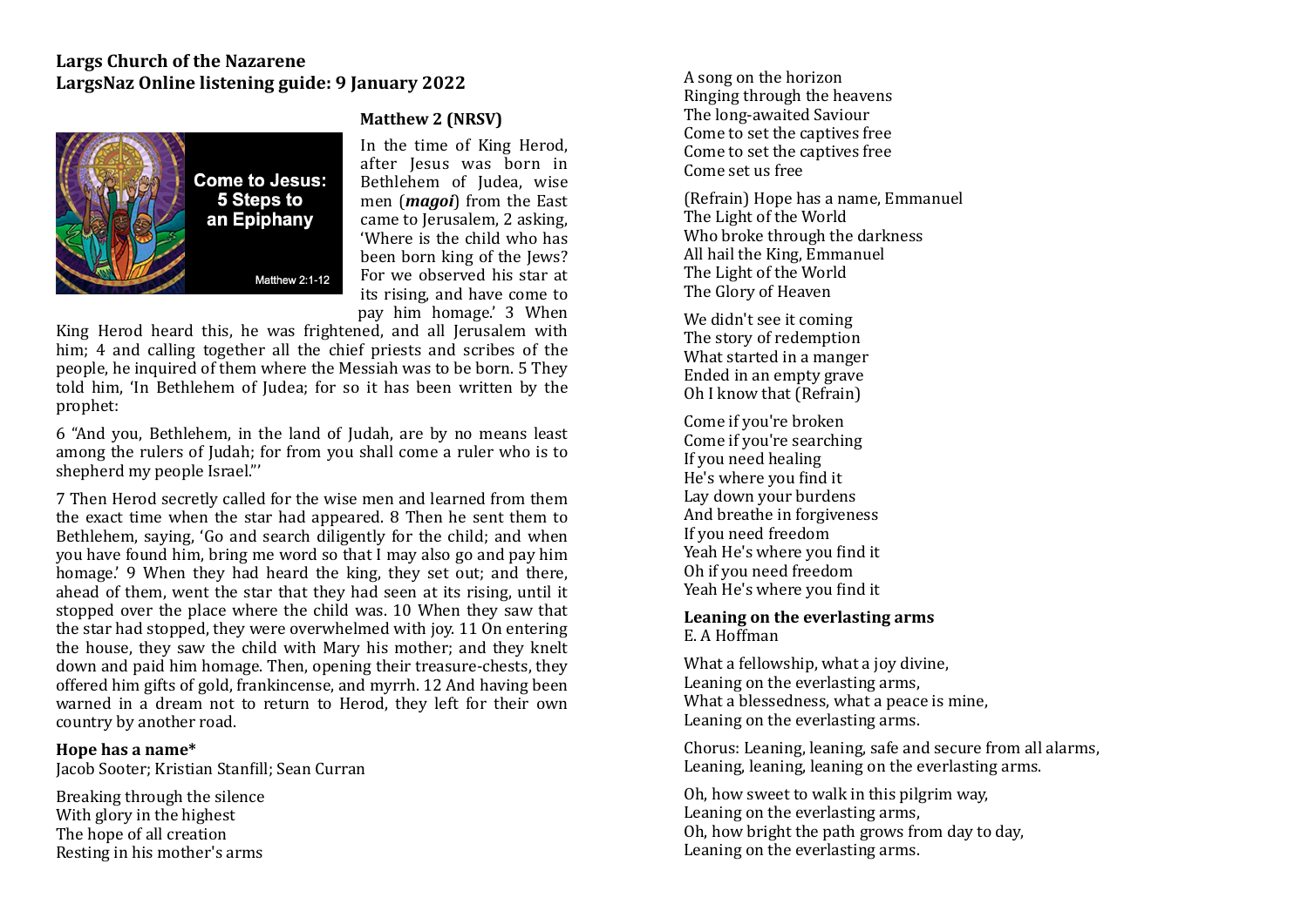**Largs Church of the Nazarene**
**LargsNaz Online listening guide: 9 January 2022**

**Matthew 2 (NRSV)**

In the time of King Herod, after Jesus was born in Bethlehem of Judea, wise men (***magoi***) from the East came to Jerusalem, 2 asking, 'Where is the child who has been born king of the Jews? For we observed his star at its rising, and have come to pay him homage.' 3 When King Herod heard this, he was frightened, and all Jerusalem with him; 4 and calling together all the chief priests and scribes of the people, he inquired of them where the Messiah was to be born. 5 They told him, 'In Bethlehem of Judea; for so it has been written by the prophet:

6 "And you, Bethlehem, in the land of Judah, are by no means least among the rulers of Judah; for from you shall come a ruler who is to shepherd my people Israel."'

7 Then Herod secretly called for the wise men and learned from them the exact time when the star had appeared. 8 Then he sent them to Bethlehem, saying, 'Go and search diligently for the child; and when you have found him, bring me word so that I may also go and pay him homage.' 9 When they had heard the king, they set out; and there, ahead of them, went the star that they had seen at its rising, until it stopped over the place where the child was. 10 When they saw that the star had stopped, they were overwhelmed with joy. 11 On entering the house, they saw the child with Mary his mother; and they knelt down and paid him homage. Then, opening their treasure-chests, they offered him gifts of gold, frankincense, and myrrh. 12 And having been warned in a dream not to return to Herod, they left for their own country by another road.

**Hope has a name***
Jacob Sooter; Kristian Stanfill; Sean Curran

Breaking through the silence
With glory in the highest
The hope of all creation
Resting in his mother's arms

A song on the horizon
Ringing through the heavens
The long-awaited Saviour
Come to set the captives free
Come to set the captives free
Come set us free

(Refrain) Hope has a name, Emmanuel
The Light of the World
Who broke through the darkness
All hail the King, Emmanuel
The Light of the World
The Glory of Heaven

We didn't see it coming
The story of redemption
What started in a manger
Ended in an empty grave
Oh I know that (Refrain)

Come if you're broken
Come if you're searching
If you need healing
He's where you find it
Lay down your burdens
And breathe in forgiveness
If you need freedom
Yeah He's where you find it
Oh if you need freedom
Yeah He's where you find it

**Leaning on the everlasting arms**
E. A Hoffman

What a fellowship, what a joy divine,
Leaning on the everlasting arms,
What a blessedness, what a peace is mine,
Leaning on the everlasting arms.

Chorus: Leaning, leaning, safe and secure from all alarms,
Leaning, leaning, leaning on the everlasting arms.

Oh, how sweet to walk in this pilgrim way,
Leaning on the everlasting arms,
Oh, how bright the path grows from day to day,
Leaning on the everlasting arms.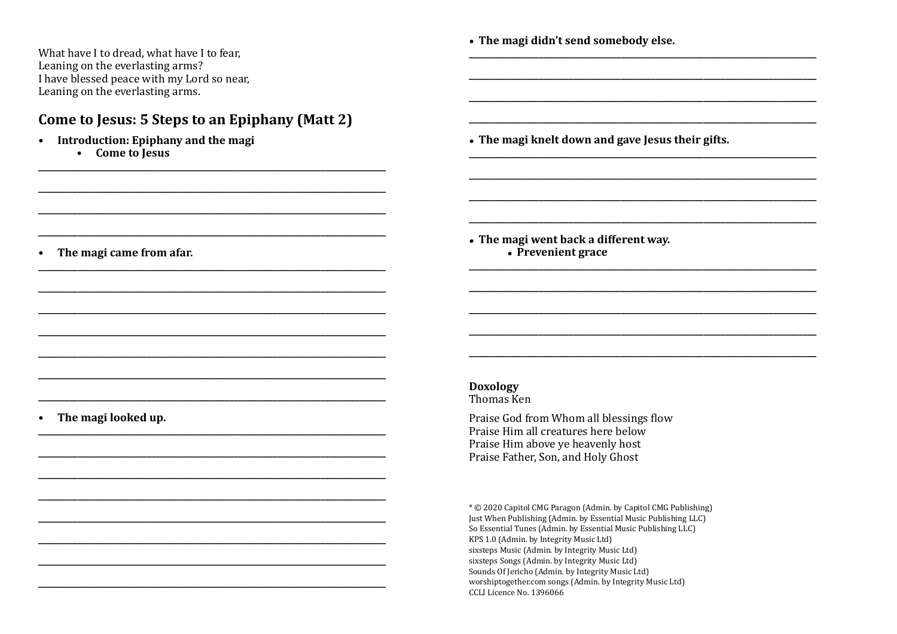What have I to dread, what have I to fear,
Leaning on the everlasting arms?
I have blessed peace with my Lord so near,
Leaning on the everlasting arms.

## Come to Jesus: 5 Steps to an Epiphany (Matt 2)

- **Introduction: Epiphany and the magi**
  - **Come to Jesus**

______________________________________________________________________

______________________________________________________________________

______________________________________________________________________

______________________________________________________________________

- **The magi came from afar.**

______________________________________________________________________

______________________________________________________________________

______________________________________________________________________

______________________________________________________________________

______________________________________________________________________

______________________________________________________________________

______________________________________________________________________

- **The magi looked up.**

______________________________________________________________________

______________________________________________________________________

______________________________________________________________________

______________________________________________________________________

______________________________________________________________________

______________________________________________________________________

______________________________________________________________________

______________________________________________________________________

- **The magi didn't send somebody else.**

______________________________________________________________________

______________________________________________________________________

______________________________________________________________________

______________________________________________________________________

- **The magi knelt down and gave Jesus their gifts.**

______________________________________________________________________

______________________________________________________________________

______________________________________________________________________

______________________________________________________________________

- **The magi went back a different way.**
  - **Prevenient grace**

______________________________________________________________________

______________________________________________________________________

______________________________________________________________________

______________________________________________________________________

______________________________________________________________________

**Doxology**
Thomas Ken

Praise God from Whom all blessings flow
Praise Him all creatures here below
Praise Him above ye heavenly host
Praise Father, Son, and Holy Ghost

* © 2020 Capitol CMG Paragon (Admin. by Capitol CMG Publishing)
Just When Publishing (Admin. by Essential Music Publishing LLC)
So Essential Tunes (Admin. by Essential Music Publishing LLC)
KPS 1.0 (Admin. by Integrity Music Ltd)
sixsteps Music (Admin. by Integrity Music Ltd)
sixsteps Songs (Admin. by Integrity Music Ltd)
Sounds Of Jericho (Admin. by Integrity Music Ltd)
worshiptogether.com songs (Admin. by Integrity Music Ltd)
CCLI Licence No. 1396066